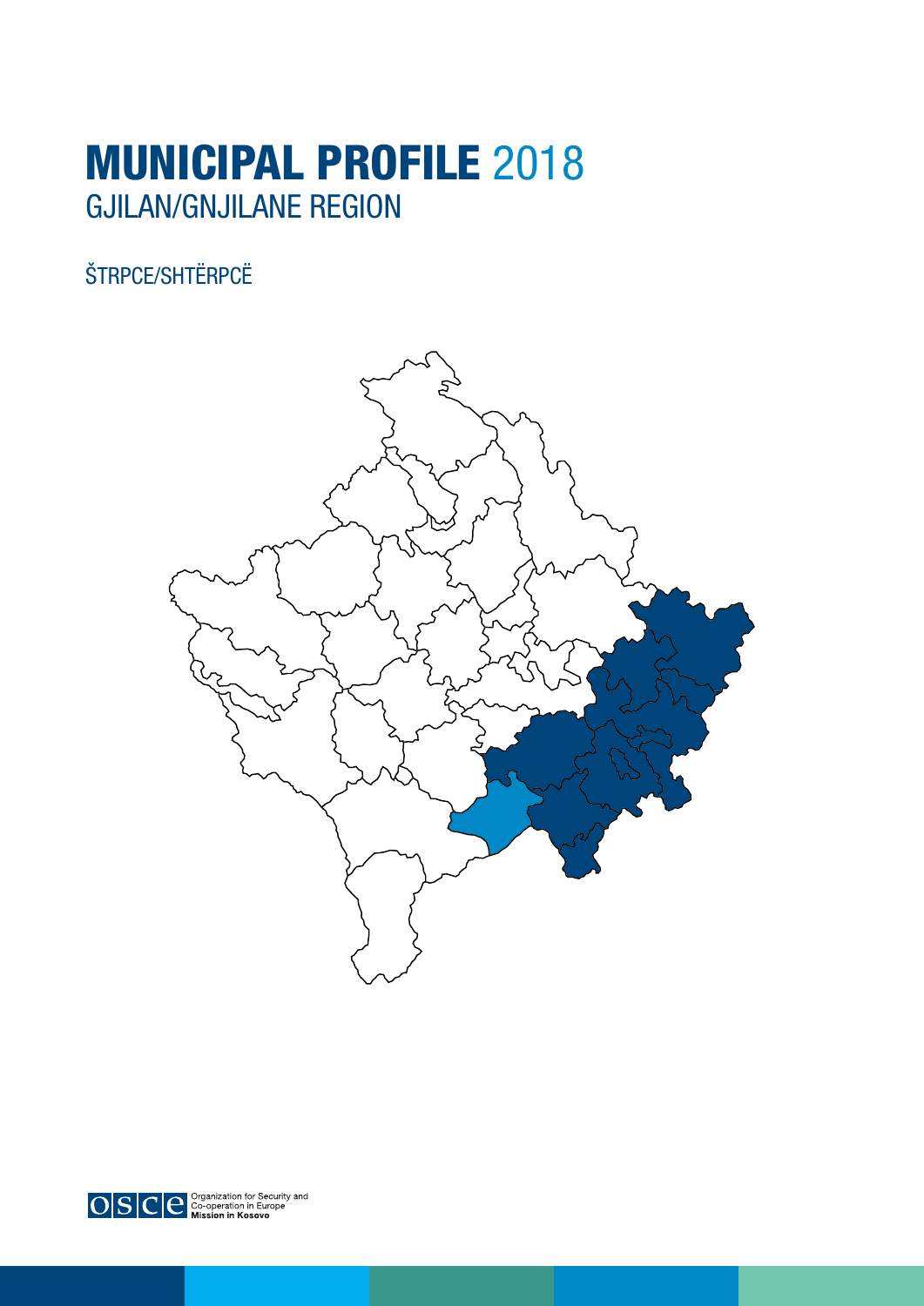# MUNICIPAL PROFILE 2018
## GJILAN/GNJILANE REGION

ŠTRPCE/SHTËRPCË

Organization for Security and Co-operation in Europe
**Mission in Kosovo**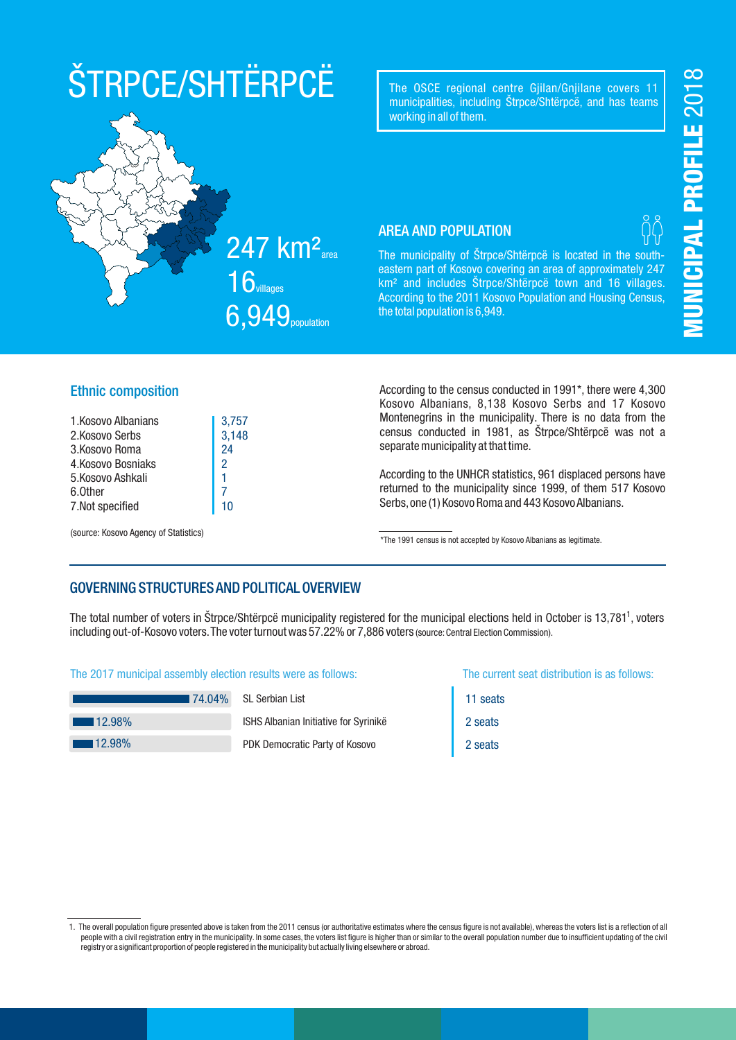# ŠTRPCE/SHTËRPCË

247 km² area

16 villages

6,949 population

The OSCE regional centre Gjilan/Gnjilane covers 11 municipalities, including Štrpce/Shtërpcë, and has teams working in all of them.

## AREA AND POPULATION

The municipality of Štrpce/Shtërpcë is located in the south-eastern part of Kosovo covering an area of approximately 247 km² and includes Štrpce/Shtërpcë town and 16 villages. According to the 2011 Kosovo Population and Housing Census, the total population is 6,949.

### Ethnic composition

| | |
|---|---|
| 1.Kosovo Albanians | 3,757 |
| 2.Kosovo Serbs | 3,148 |
| 3.Kosovo Roma | 24 |
| 4.Kosovo Bosniaks | 2 |
| 5.Kosovo Ashkali | 1 |
| 6.Other | 7 |
| 7.Not specified | 10 |

(source: Kosovo Agency of Statistics)

According to the census conducted in 1991*, there were 4,300 Kosovo Albanians, 8,138 Kosovo Serbs and 17 Kosovo Montenegrins in the municipality. There is no data from the census conducted in 1981, as Štrpce/Shtërpcë was not a separate municipality at that time.

According to the UNHCR statistics, 961 displaced persons have returned to the municipality since 1999, of them 517 Kosovo Serbs, one (1) Kosovo Roma and 443 Kosovo Albanians.

*The 1991 census is not accepted by Kosovo Albanians as legitimate.

## GOVERNING STRUCTURES AND POLITICAL OVERVIEW

The total number of voters in Štrpce/Shtërpcë municipality registered for the municipal elections held in October is 13,781[1], voters including out-of-Kosovo voters. The voter turnout was 57.22% or 7,886 voters (source: Central Election Commission).

The 2017 municipal assembly election results were as follows:

| Result | Party | Seats |
|---|---|---|
| 74.04% | SL Serbian List | 11 seats |
| 12.98% | ISHS Albanian Initiative for Syrinikë | 2 seats |
| 12.98% | PDK Democratic Party of Kosovo | 2 seats |

The current seat distribution is as shown in the Seats column.

1. The overall population figure presented above is taken from the 2011 census (or authoritative estimates where the census figure is not available), whereas the voters list is a reflection of all people with a civil registration entry in the municipality. In some cases, the voters list figure is higher than or similar to the overall population number due to insufficient updating of the civil registry or a significant proportion of people registered in the municipality but actually living elsewhere or abroad.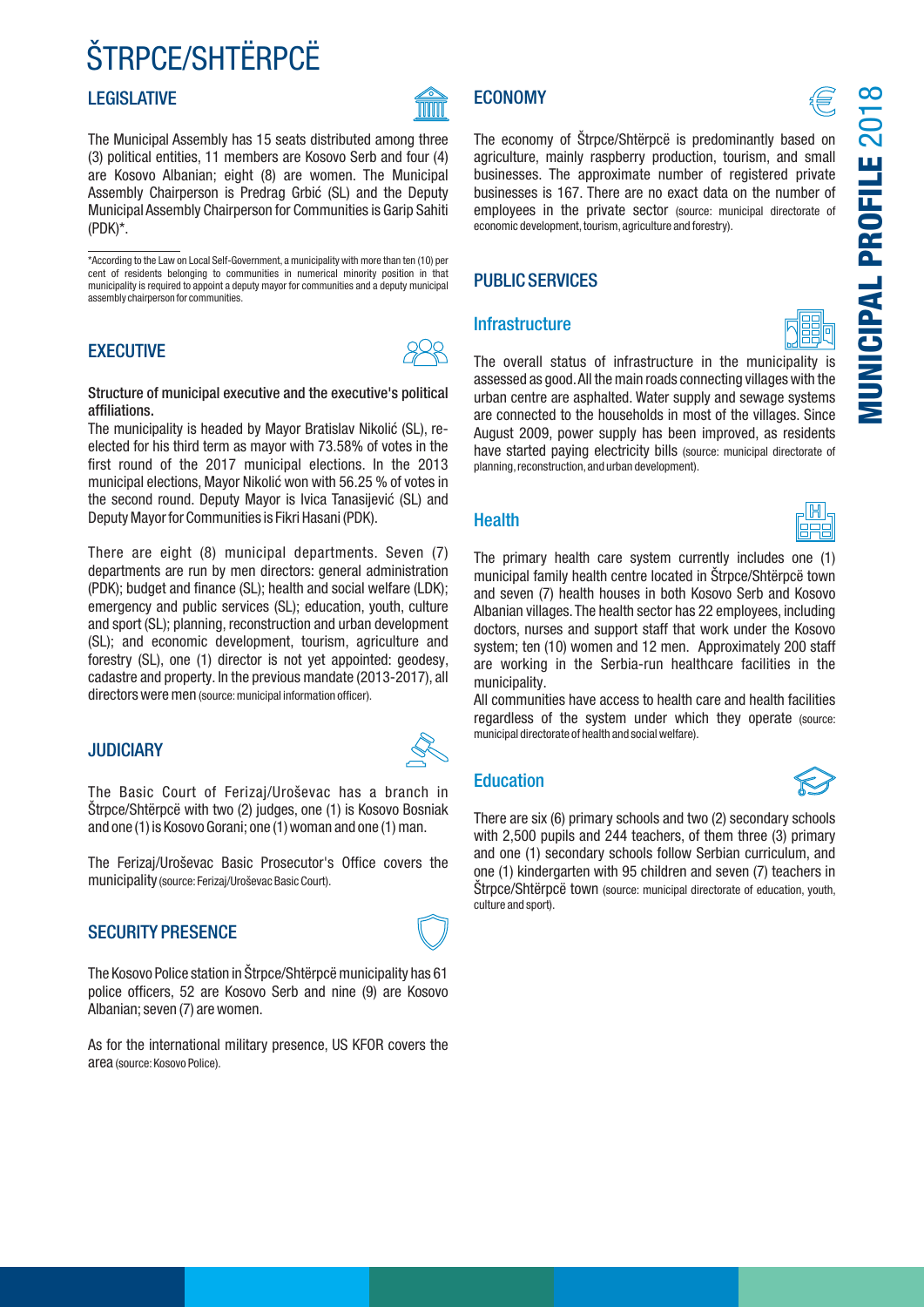# ŠTRPCE/SHTËRPCË

## LEGISLATIVE

The Municipal Assembly has 15 seats distributed among three (3) political entities, 11 members are Kosovo Serb and four (4) are Kosovo Albanian; eight (8) are women. The Municipal Assembly Chairperson is Predrag Grbić (SL) and the Deputy Municipal Assembly Chairperson for Communities is Garip Sahiti (PDK)*.

*According to the Law on Local Self-Government, a municipality with more than ten (10) per cent of residents belonging to communities in numerical minority position in that municipality is required to appoint a deputy mayor for communities and a deputy municipal assembly chairperson for communities.

## EXECUTIVE

**Structure of municipal executive and the executive's political affiliations.**

The municipality is headed by Mayor Bratislav Nikolić (SL), re-elected for his third term as mayor with 73.58% of votes in the first round of the 2017 municipal elections. In the 2013 municipal elections, Mayor Nikolić won with 56.25 % of votes in the second round. Deputy Mayor is Ivica Tanasijević (SL) and Deputy Mayor for Communities is Fikri Hasani (PDK).

There are eight (8) municipal departments. Seven (7) departments are run by men directors: general administration (PDK); budget and finance (SL); health and social welfare (LDK); emergency and public services (SL); education, youth, culture and sport (SL); planning, reconstruction and urban development (SL); and economic development, tourism, agriculture and forestry (SL), one (1) director is not yet appointed: geodesy, cadastre and property. In the previous mandate (2013-2017), all directors were men (source: municipal information officer).

## JUDICIARY

The Basic Court of Ferizaj/Uroševac has a branch in Štrpce/Shtërpcë with two (2) judges, one (1) is Kosovo Bosniak and one (1) is Kosovo Gorani; one (1) woman and one (1) man.

The Ferizaj/Uroševac Basic Prosecutor's Office covers the municipality (source: Ferizaj/Uroševac Basic Court).

## SECURITY PRESENCE

The Kosovo Police station in Štrpce/Shtërpcë municipality has 61 police officers, 52 are Kosovo Serb and nine (9) are Kosovo Albanian; seven (7) are women.

As for the international military presence, US KFOR covers the area (source: Kosovo Police).

## ECONOMY

The economy of Štrpce/Shtërpcë is predominantly based on agriculture, mainly raspberry production, tourism, and small businesses. The approximate number of registered private businesses is 167. There are no exact data on the number of employees in the private sector (source: municipal directorate of economic development, tourism, agriculture and forestry).

## PUBLIC SERVICES

### Infrastructure

The overall status of infrastructure in the municipality is assessed as good. All the main roads connecting villages with the urban centre are asphalted. Water supply and sewage systems are connected to the households in most of the villages. Since August 2009, power supply has been improved, as residents have started paying electricity bills (source: municipal directorate of planning, reconstruction, and urban development).

### Health

The primary health care system currently includes one (1) municipal family health centre located in Štrpce/Shtërpcë town and seven (7) health houses in both Kosovo Serb and Kosovo Albanian villages. The health sector has 22 employees, including doctors, nurses and support staff that work under the Kosovo system; ten (10) women and 12 men. Approximately 200 staff are working in the Serbia-run healthcare facilities in the municipality.

All communities have access to health care and health facilities regardless of the system under which they operate (source: municipal directorate of health and social welfare).

### Education

There are six (6) primary schools and two (2) secondary schools with 2,500 pupils and 244 teachers, of them three (3) primary and one (1) secondary schools follow Serbian curriculum, and one (1) kindergarten with 95 children and seven (7) teachers in Štrpce/Shtërpcë town (source: municipal directorate of education, youth, culture and sport).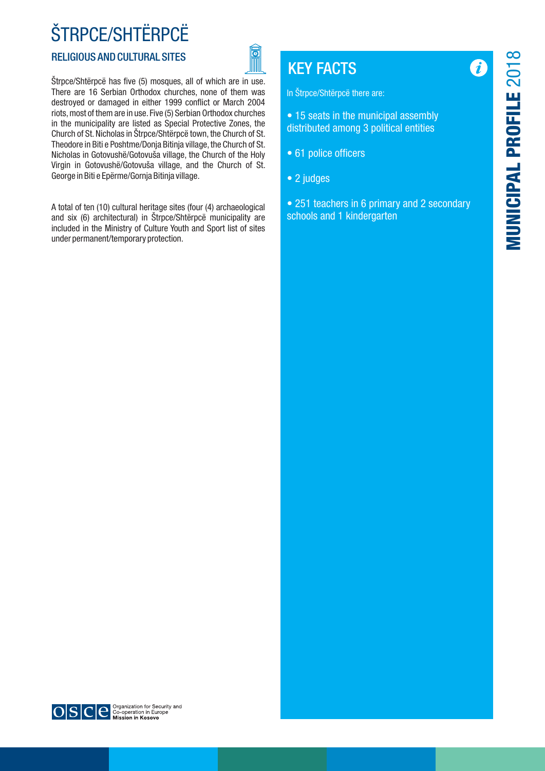# ŠTRPCE/SHTËRPCË

## RELIGIOUS AND CULTURAL SITES

Štrpce/Shtërpcë has five (5) mosques, all of which are in use. There are 16 Serbian Orthodox churches, none of them was destroyed or damaged in either 1999 conflict or March 2004 riots, most of them are in use. Five (5) Serbian Orthodox churches in the municipality are listed as Special Protective Zones, the Church of St. Nicholas in Štrpce/Shtërpcë town, the Church of St. Theodore in Biti e Poshtme/Donja Bitinja village, the Church of St. Nicholas in Gotovushë/Gotovuša village, the Church of the Holy Virgin in Gotovushë/Gotovuša village, and the Church of St. George in Biti e Epërme/Gornja Bitinja village.

A total of ten (10) cultural heritage sites (four (4) archaeological and six (6) architectural) in Štrpce/Shtërpcë municipality are included in the Ministry of Culture Youth and Sport list of sites under permanent/temporary protection.

## KEY FACTS

In Štrpce/Shtërpcë there are:

- 15 seats in the municipal assembly distributed among 3 political entities
- 61 police officers
- 2 judges
- 251 teachers in 6 primary and 2 secondary schools and 1 kindergarten